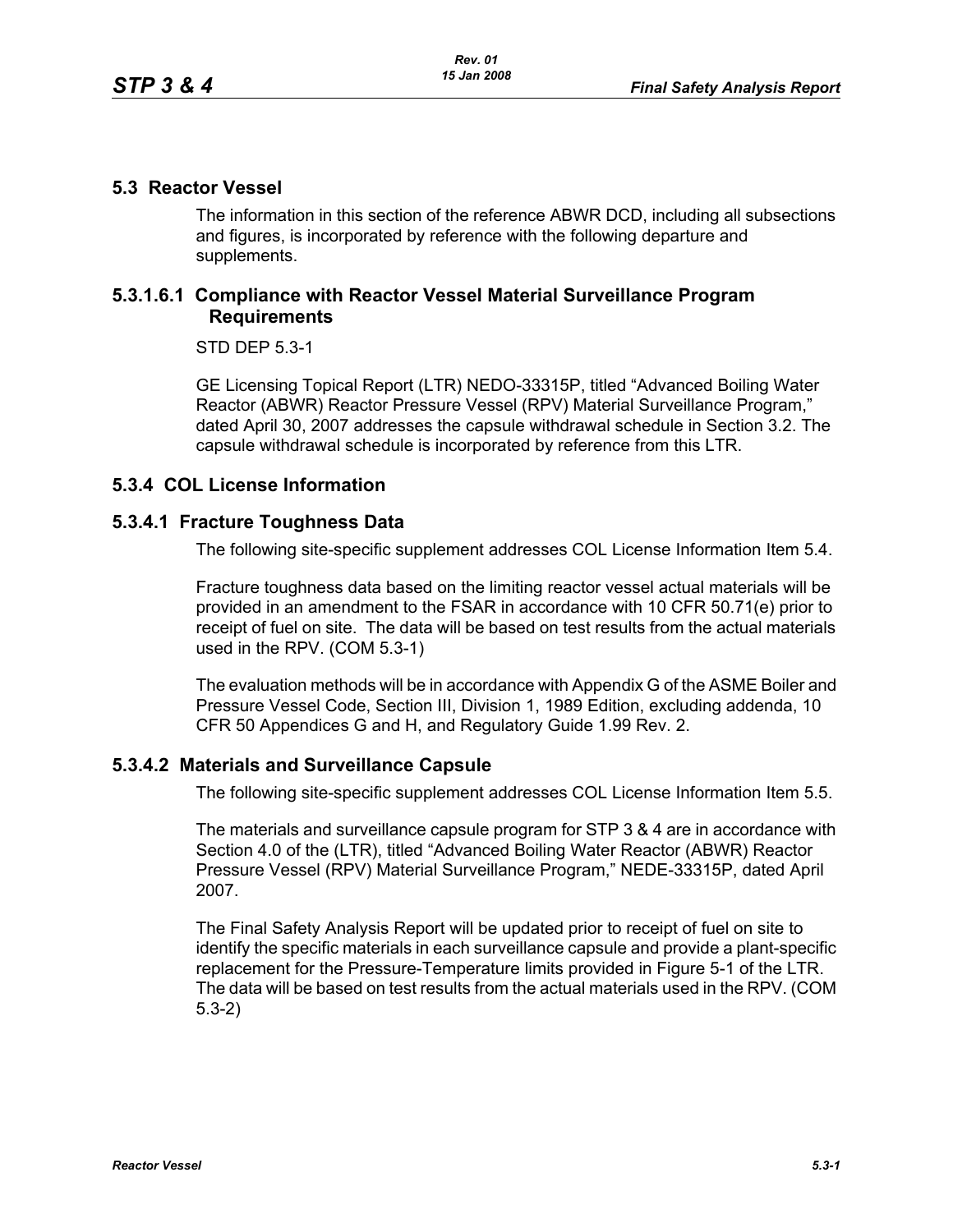## 5.3 Reactor Vessel

The information in this section of the reference ABWR DCD, including all subsections and figures, is incorporated by reference with the following departure and supplements.

### 5.3.1.6.1 Compliance with Reactor Vessel Material Surveillance Program Requirements

STD DEP 5.3-1

GE Licensing Topical Report (LTR) NEDO-33315P, titled “Advanced Boiling Water Reactor (ABWR) Reactor Pressure Vessel (RPV) Material Surveillance Program,” dated April 30, 2007 addresses the capsule withdrawal schedule in Section 3.2. The capsule withdrawal schedule is incorporated by reference from this LTR.

### 5.3.4 COL License Information

### 5.3.4.1 Fracture Toughness Data

The following site-specific supplement addresses COL License Information Item 5.4.

Fracture toughness data based on the limiting reactor vessel actual materials will be provided in an amendment to the FSAR in accordance with 10 CFR 50.71(e) prior to receipt of fuel on site. The data will be based on test results from the actual materials used in the RPV. (COM 5.3-1)

The evaluation methods will be in accordance with Appendix G of the ASME Boiler and Pressure Vessel Code, Section III, Division 1, 1989 Edition, excluding addenda, 10 CFR 50 Appendices G and H, and Regulatory Guide 1.99 Rev. 2.

### 5.3.4.2 Materials and Surveillance Capsule

The following site-specific supplement addresses COL License Information Item 5.5.

The materials and surveillance capsule program for STP 3 & 4 are in accordance with Section 4.0 of the (LTR), titled “Advanced Boiling Water Reactor (ABWR) Reactor Pressure Vessel (RPV) Material Surveillance Program,” NEDE-33315P, dated April 2007.

The Final Safety Analysis Report will be updated prior to receipt of fuel on site to identify the specific materials in each surveillance capsule and provide a plant-specific replacement for the Pressure-Temperature limits provided in Figure 5-1 of the LTR. The data will be based on test results from the actual materials used in the RPV. (COM 5.3-2)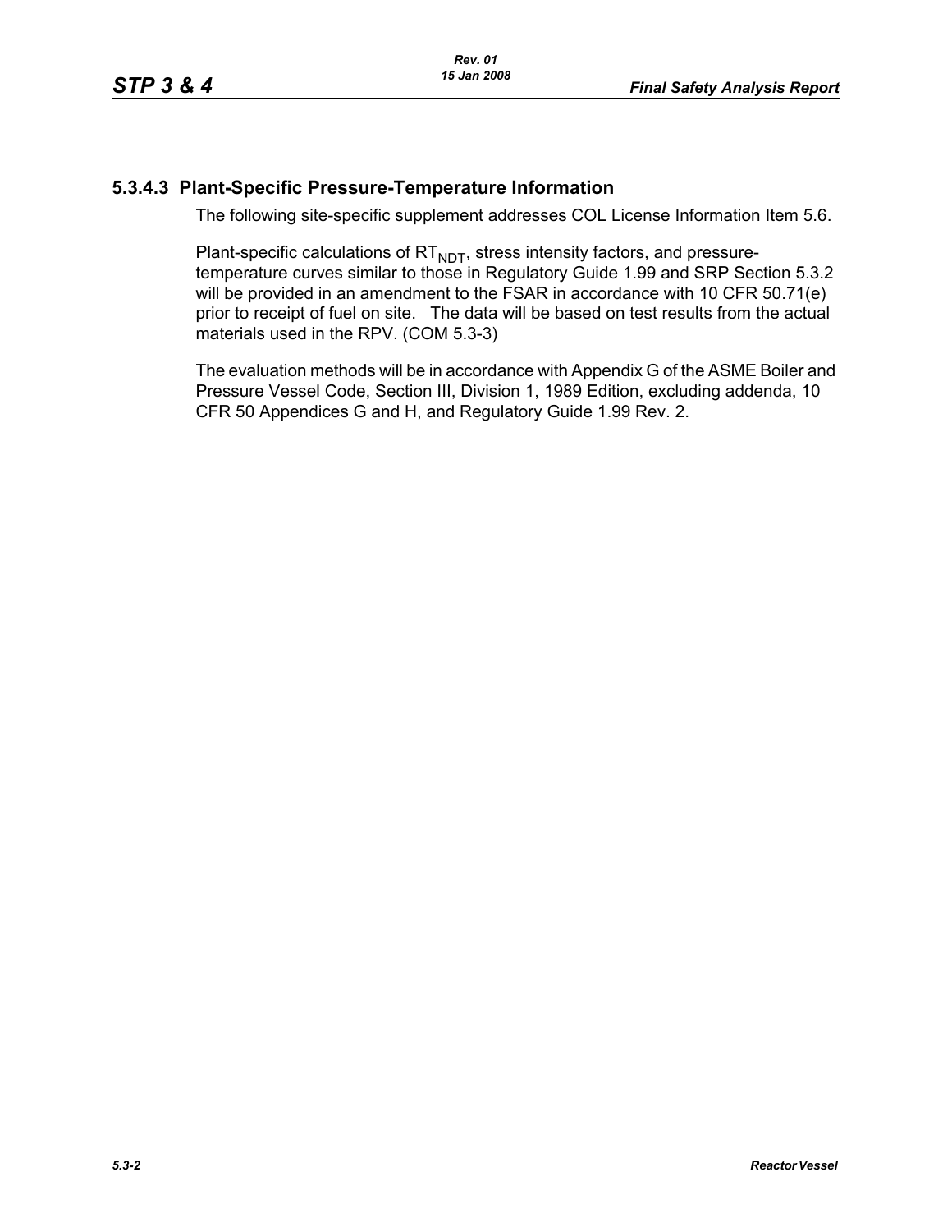### 5.3.4.3 Plant-Specific Pressure-Temperature Information

The following site-specific supplement addresses COL License Information Item 5.6.

Plant-specific calculations of $RT_{NDT}$, stress intensity factors, and pressure-temperature curves similar to those in Regulatory Guide 1.99 and SRP Section 5.3.2 will be provided in an amendment to the FSAR in accordance with 10 CFR 50.71(e) prior to receipt of fuel on site. The data will be based on test results from the actual materials used in the RPV. (COM 5.3-3)

The evaluation methods will be in accordance with Appendix G of the ASME Boiler and Pressure Vessel Code, Section III, Division 1, 1989 Edition, excluding addenda, 10 CFR 50 Appendices G and H, and Regulatory Guide 1.99 Rev. 2.